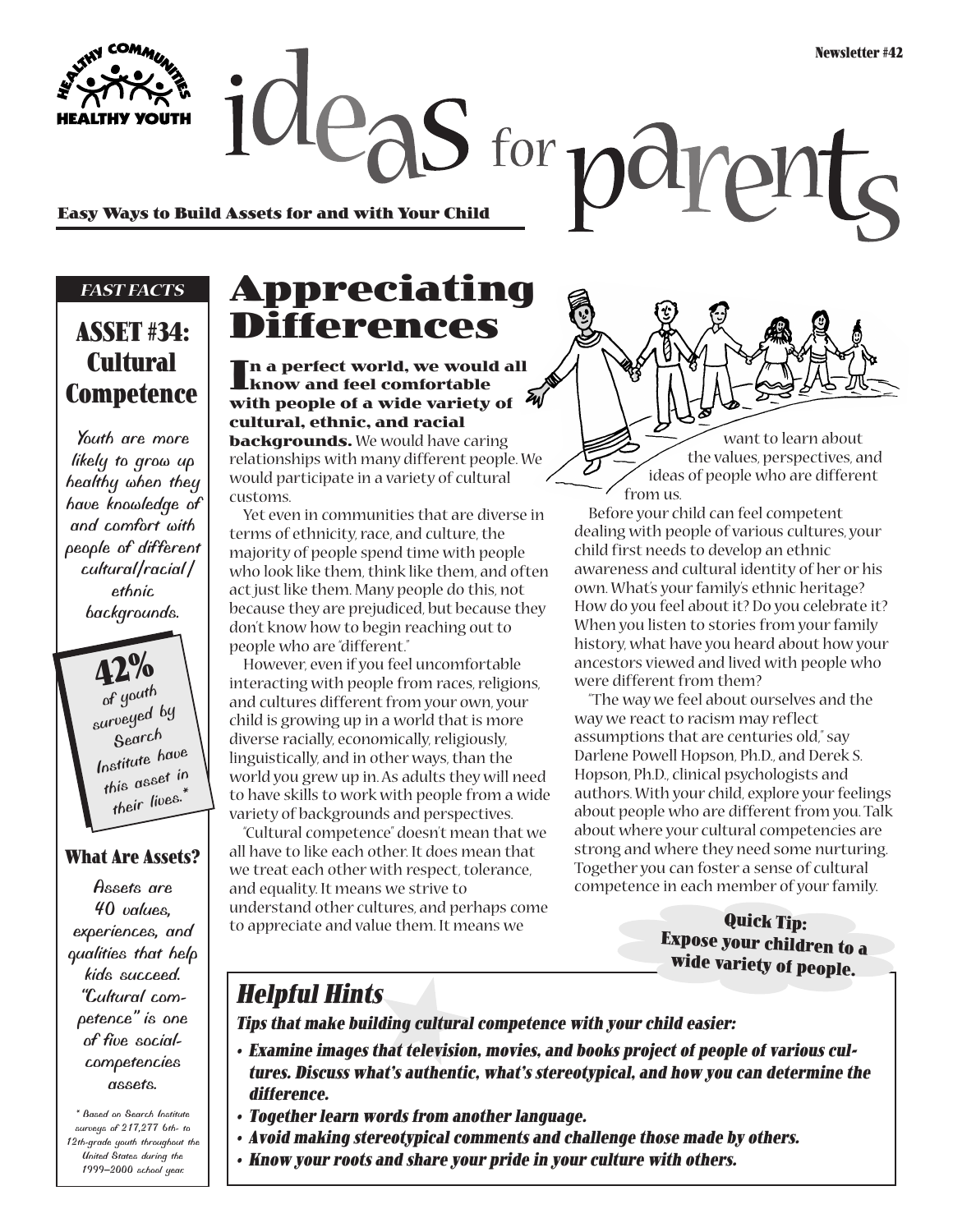HEALTHY COMMUNITIES HEALTHY YOUTH

Newsletter #42

# ideas for parents

**Easy Ways to Build Assets for and with Your Child**

*FAST FACTS*

## ASSET #34: Cultural Competence

Youth are more likely to grow up healthy when they have knowledge of and comfort with people of different cultural/racial/ethnic backgrounds.

**42%** of youth surveyed by Search Institute have this asset in their lives.*

### What Are Assets?

Assets are 40 values, experiences, and qualities that help kids succeed. "Cultural competence" is one of five social-competencies assets.

* Based on Search Institute surveys of 217,277 6th- to 12th-grade youth throughout the United States during the 1999–2000 school year.

# Appreciating Differences

**In a perfect world, we would all know and feel comfortable with people of a wide variety of cultural, ethnic, and racial backgrounds.** We would have caring relationships with many different people. We would participate in a variety of cultural customs.

Yet even in communities that are diverse in terms of ethnicity, race, and culture, the majority of people spend time with people who look like them, think like them, and often act just like them. Many people do this, not because they are prejudiced, but because they don't know how to begin reaching out to people who are "different."

However, even if you feel uncomfortable interacting with people from races, religions, and cultures different from your own, your child is growing up in a world that is more diverse racially, economically, religiously, linguistically, and in other ways, than the world you grew up in. As adults they will need to have skills to work with people from a wide variety of backgrounds and perspectives.

"Cultural competence" doesn't mean that we all have to like each other. It does mean that we treat each other with respect, tolerance, and equality. It means we strive to understand other cultures, and perhaps come to appreciate and value them. It means we want to learn about the values, perspectives, and ideas of people who are different from us.

Before your child can feel competent dealing with people of various cultures, your child first needs to develop an ethnic awareness and cultural identity of her or his own. What's your family's ethnic heritage? How do you feel about it? Do you celebrate it? When you listen to stories from your family history, what have you heard about how your ancestors viewed and lived with people who were different from them?

"The way we feel about ourselves and the way we react to racism may reflect assumptions that are centuries old," say Darlene Powell Hopson, Ph.D., and Derek S. Hopson, Ph.D., clinical psychologists and authors. With your child, explore your feelings about people who are different from you. Talk about where your cultural competencies are strong and where they need some nurturing. Together you can foster a sense of cultural competence in each member of your family.

**Quick Tip: Expose your children to a wide variety of people.**

## *Helpful Hints*

***Tips that make building cultural competence with your child easier:***

- ***Examine images that television, movies, and books project of people of various cultures. Discuss what's authentic, what's stereotypical, and how you can determine the difference.***
- ***Together learn words from another language.***
- ***Avoid making stereotypical comments and challenge those made by others.***
- ***Know your roots and share your pride in your culture with others.***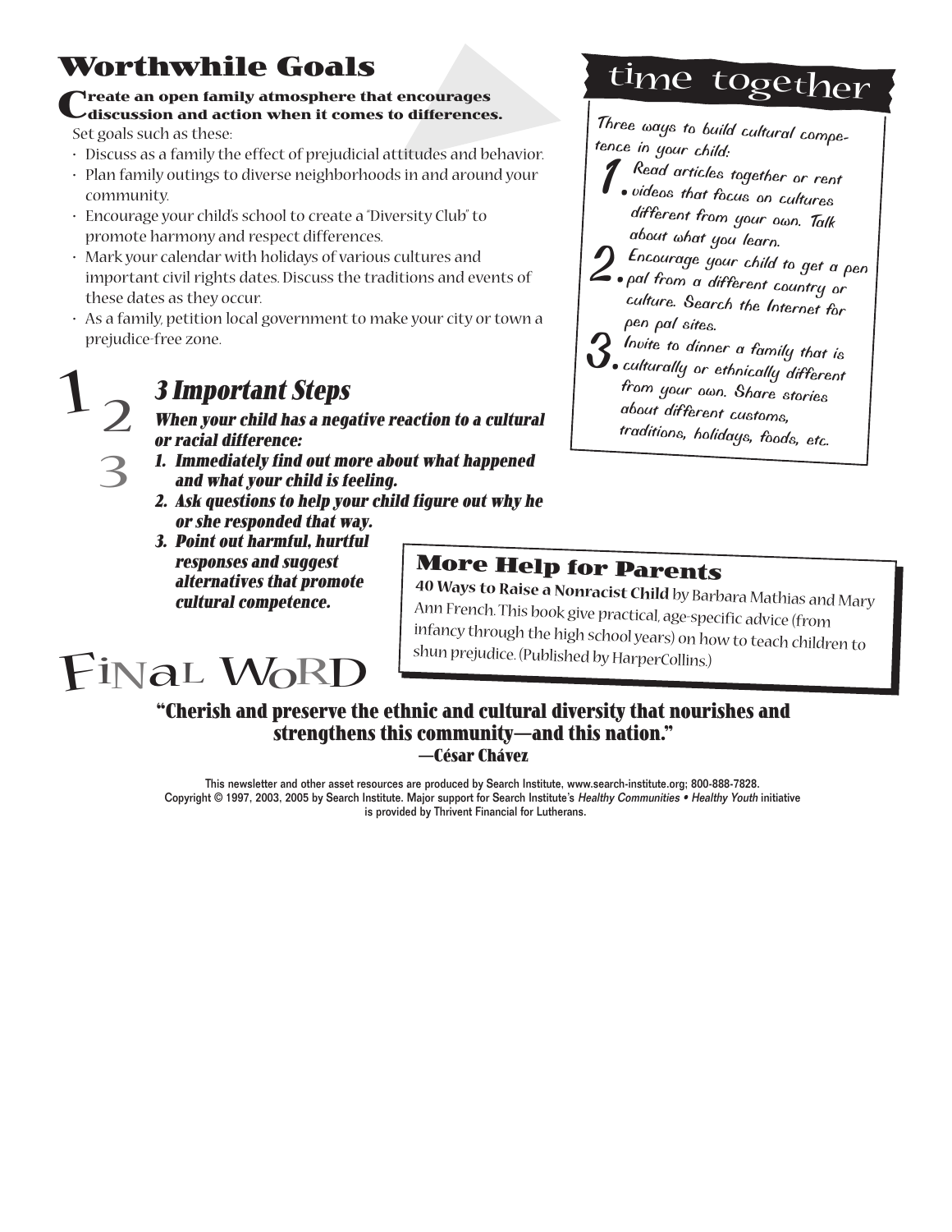## Worthwhile Goals

**Create an open family atmosphere that encourages discussion and action when it comes to differences.**

Set goals such as these:

- Discuss as a family the effect of prejudicial attitudes and behavior.
- Plan family outings to diverse neighborhoods in and around your community.
- Encourage your child's school to create a "Diversity Club" to promote harmony and respect differences.
- Mark your calendar with holidays of various cultures and important civil rights dates. Discuss the traditions and events of these dates as they occur.
- As a family, petition local government to make your city or town a prejudice-free zone.

### *3 Important Steps*

***When your child has a negative reaction to a cultural or racial difference:***

1. ***Immediately find out more about what happened and what your child is feeling.***
2. ***Ask questions to help your child figure out why he or she responded that way.***
3. ***Point out harmful, hurtful responses and suggest alternatives that promote cultural competence.***

## time together

Three ways to build cultural competence in your child:

1. Read articles together or rent videos that focus on cultures different from your own. Talk about what you learn.
2. Encourage your child to get a pen pal from a different country or culture. Search the Internet for pen pal sites.
3. Invite to dinner a family that is culturally or ethnically different from your own. Share stories about different customs, traditions, holidays, foods, etc.

### More Help for Parents

**40 Ways to Raise a Nonracist Child** by Barbara Mathias and Mary Ann French. This book give practical, age-specific advice (from infancy through the high school years) on how to teach children to shun prejudice. (Published by HarperCollins.)

## Final Word

**"Cherish and preserve the ethnic and cultural diversity that nourishes and strengthens this community—and this nation."**

**—César Chávez**

This newsletter and other asset resources are produced by Search Institute, www.search-institute.org; 800-888-7828. Copyright © 1997, 2003, 2005 by Search Institute. Major support for Search Institute's *Healthy Communities • Healthy Youth* initiative is provided by Thrivent Financial for Lutherans.